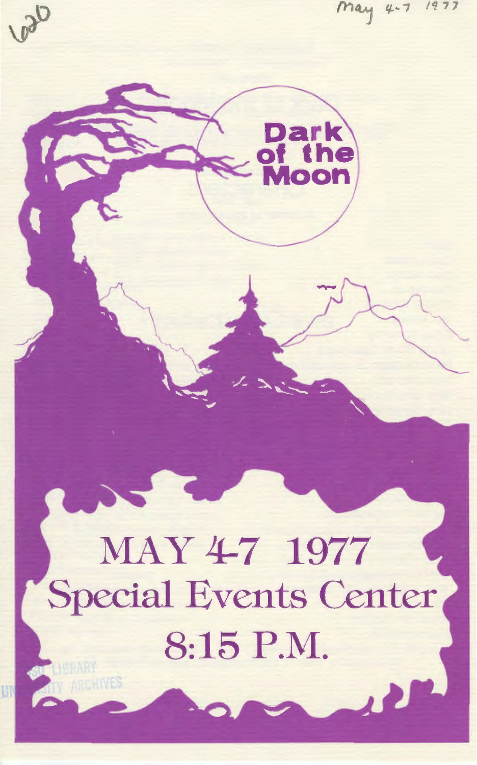620

May 4-7 1977

# Dark of the Moon

## MAY 4-7 1977
## Special Events Center
## 8:15 P.M.

SU LIBRARY
UNIVERSITY ARCHIVES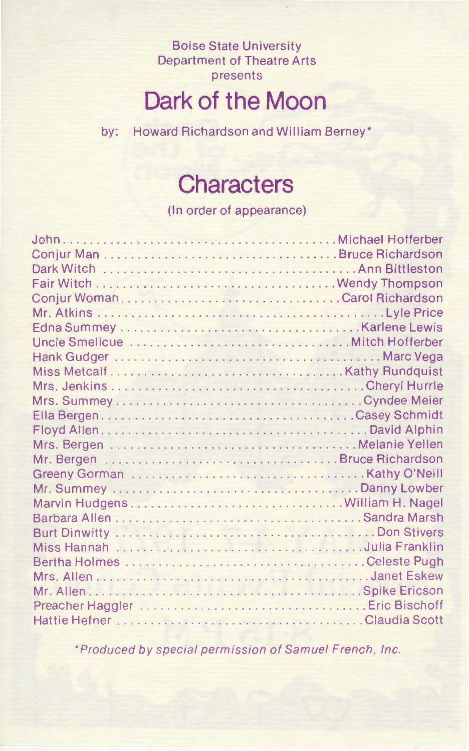Boise State University
Department of Theatre Arts
presents

# Dark of the Moon

by: Howard Richardson and William Berney*

## Characters

(In order of appearance)

| | |
|---|---|
| John | Michael Hofferber |
| Conjur Man | Bruce Richardson |
| Dark Witch | Ann Bittleston |
| Fair Witch | Wendy Thompson |
| Conjur Woman | Carol Richardson |
| Mr. Atkins | Lyle Price |
| Edna Summey | Karlene Lewis |
| Uncle Smelicue | Mitch Hofferber |
| Hank Gudger | Marc Vega |
| Miss Metcalf | Kathy Rundquist |
| Mrs. Jenkins | Cheryl Hurrle |
| Mrs. Summey | Cyndee Meier |
| Ella Bergen | Casey Schmidt |
| Floyd Allen | David Alphin |
| Mrs. Bergen | Melanie Yellen |
| Mr. Bergen | Bruce Richardson |
| Greeny Gorman | Kathy O'Neill |
| Mr. Summey | Danny Lowber |
| Marvin Hudgens | William H. Nagel |
| Barbara Allen | Sandra Marsh |
| Burt Dinwitty | Don Stivers |
| Miss Hannah | Julia Franklin |
| Bertha Holmes | Celeste Pugh |
| Mrs. Allen | Janet Eskew |
| Mr. Allen | Spike Ericson |
| Preacher Haggler | Eric Bischoff |
| Hattie Hefner | Claudia Scott |

*Produced by special permission of Samuel French, Inc.*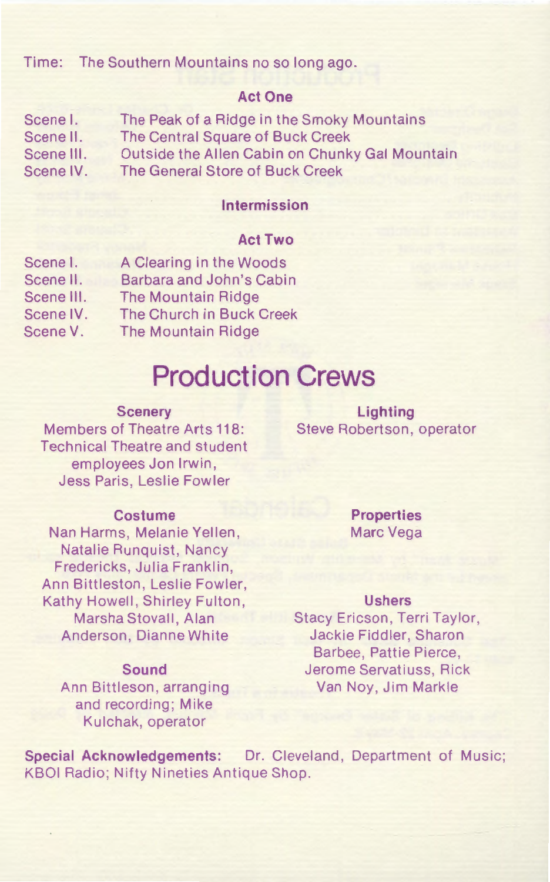Time: The Southern Mountains no so long ago.

### Act One

Scene I. The Peak of a Ridge in the Smoky Mountains
Scene II. The Central Square of Buck Creek
Scene III. Outside the Allen Cabin on Chunky Gal Mountain
Scene IV. The General Store of Buck Creek

### Intermission

### Act Two

Scene I. A Clearing in the Woods
Scene II. Barbara and John's Cabin
Scene III. The Mountain Ridge
Scene IV. The Church in Buck Creek
Scene V. The Mountain Ridge

# Production Crews

**Scenery**
Members of Theatre Arts 118: Technical Theatre and student employees Jon Irwin, Jess Paris, Leslie Fowler

**Lighting**
Steve Robertson, operator

**Costume**
Nan Harms, Melanie Yellen, Natalie Runquist, Nancy Fredericks, Julia Franklin, Ann Bittleston, Leslie Fowler, Kathy Howell, Shirley Fulton, Marsha Stovall, Alan Anderson, Dianne White

**Properties**
Marc Vega

**Sound**
Ann Bittleson, arranging and recording; Mike Kulchak, operator

**Ushers**
Stacy Ericson, Terri Taylor, Jackie Fiddler, Sharon Barbee, Pattie Pierce, Jerome Servatiuss, Rick Van Noy, Jim Markle

**Special Acknowledgements:** Dr. Cleveland, Department of Music; KBOI Radio; Nifty Nineties Antique Shop.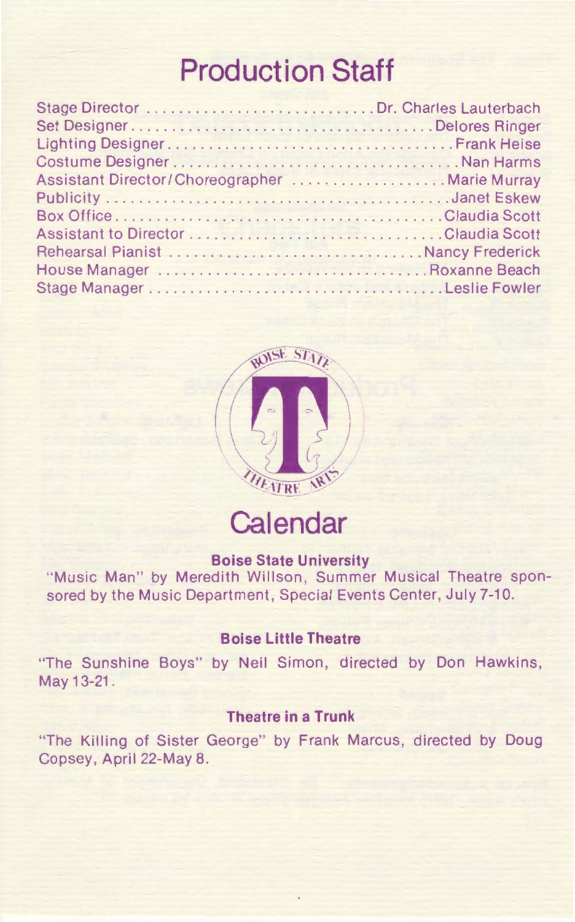# Production Staff

| | |
|---|---|
| Stage Director | Dr. Charles Lauterbach |
| Set Designer | Delores Ringer |
| Lighting Designer | Frank Heise |
| Costume Designer | Nan Harms |
| Assistant Director/Choreographer | Marie Murray |
| Publicity | Janet Eskew |
| Box Office | Claudia Scott |
| Assistant to Director | Claudia Scott |
| Rehearsal Pianist | Nancy Frederick |
| House Manager | Roxanne Beach |
| Stage Manager | Leslie Fowler |

BOISE STATE THEATRE ARTS

# Calendar

**Boise State University**

"Music Man" by Meredith Willson, Summer Musical Theatre sponsored by the Music Department, Special Events Center, July 7-10.

**Boise Little Theatre**

"The Sunshine Boys" by Neil Simon, directed by Don Hawkins, May 13-21.

**Theatre in a Trunk**

"The Killing of Sister George" by Frank Marcus, directed by Doug Copsey, April 22-May 8.